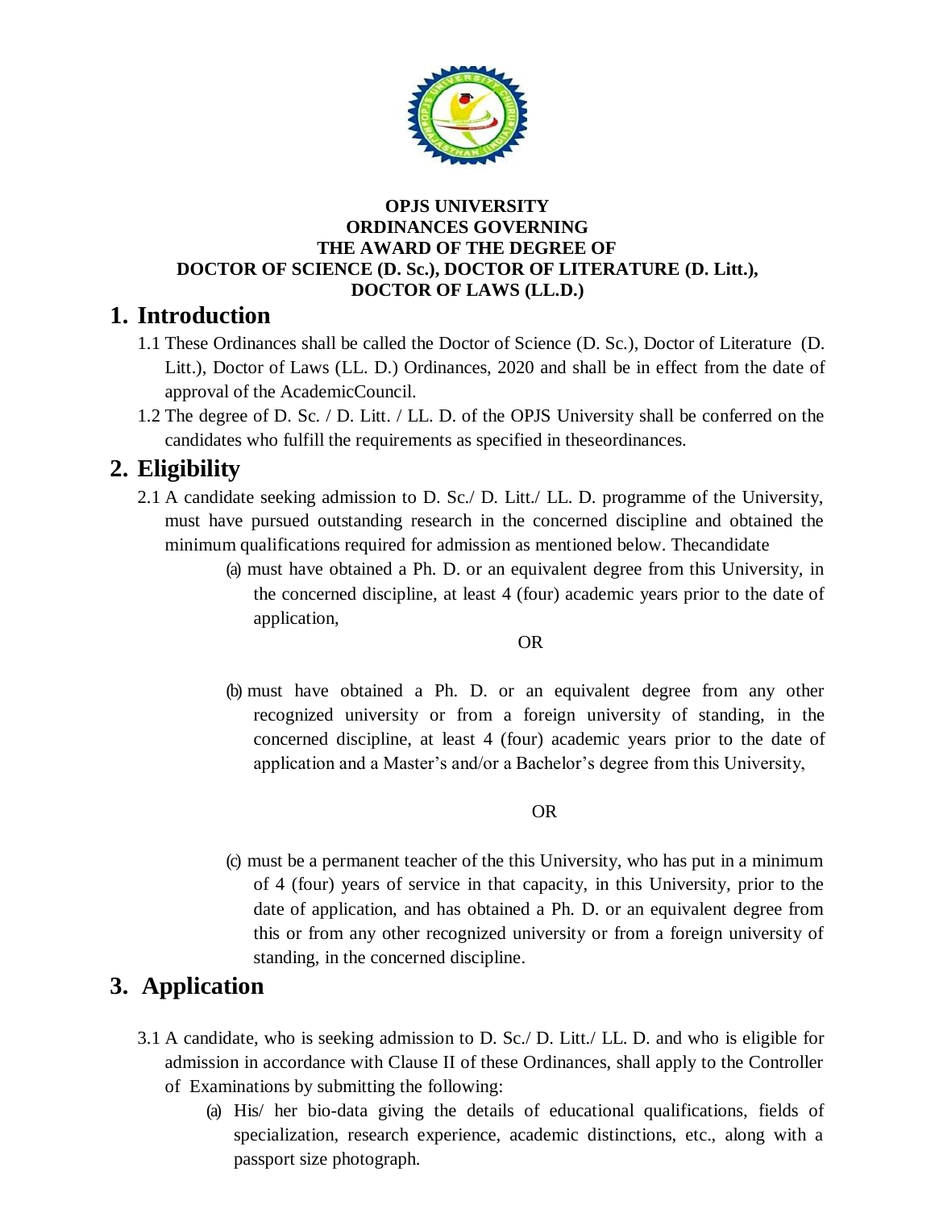**OPJS UNIVERSITY**
**ORDINANCES GOVERNING**
**THE AWARD OF THE DEGREE OF**
**DOCTOR OF SCIENCE (D. Sc.), DOCTOR OF LITERATURE (D. Litt.),**
**DOCTOR OF LAWS (LL.D.)**

# 1. Introduction

1.1 These Ordinances shall be called the Doctor of Science (D. Sc.), Doctor of Literature (D. Litt.), Doctor of Laws (LL. D.) Ordinances, 2020 and shall be in effect from the date of approval of the AcademicCouncil.

1.2 The degree of D. Sc. / D. Litt. / LL. D. of the OPJS University shall be conferred on the candidates who fulfill the requirements as specified in theseordinances.

# 2. Eligibility

2.1 A candidate seeking admission to D. Sc./ D. Litt./ LL. D. programme of the University, must have pursued outstanding research in the concerned discipline and obtained the minimum qualifications required for admission as mentioned below. Thecandidate

(a) must have obtained a Ph. D. or an equivalent degree from this University, in the concerned discipline, at least 4 (four) academic years prior to the date of application,

OR

(b) must have obtained a Ph. D. or an equivalent degree from any other recognized university or from a foreign university of standing, in the concerned discipline, at least 4 (four) academic years prior to the date of application and a Master's and/or a Bachelor's degree from this University,

OR

(c) must be a permanent teacher of the this University, who has put in a minimum of 4 (four) years of service in that capacity, in this University, prior to the date of application, and has obtained a Ph. D. or an equivalent degree from this or from any other recognized university or from a foreign university of standing, in the concerned discipline.

# 3. Application

3.1 A candidate, who is seeking admission to D. Sc./ D. Litt./ LL. D. and who is eligible for admission in accordance with Clause II of these Ordinances, shall apply to the Controller of Examinations by submitting the following:

(a) His/ her bio-data giving the details of educational qualifications, fields of specialization, research experience, academic distinctions, etc., along with a passport size photograph.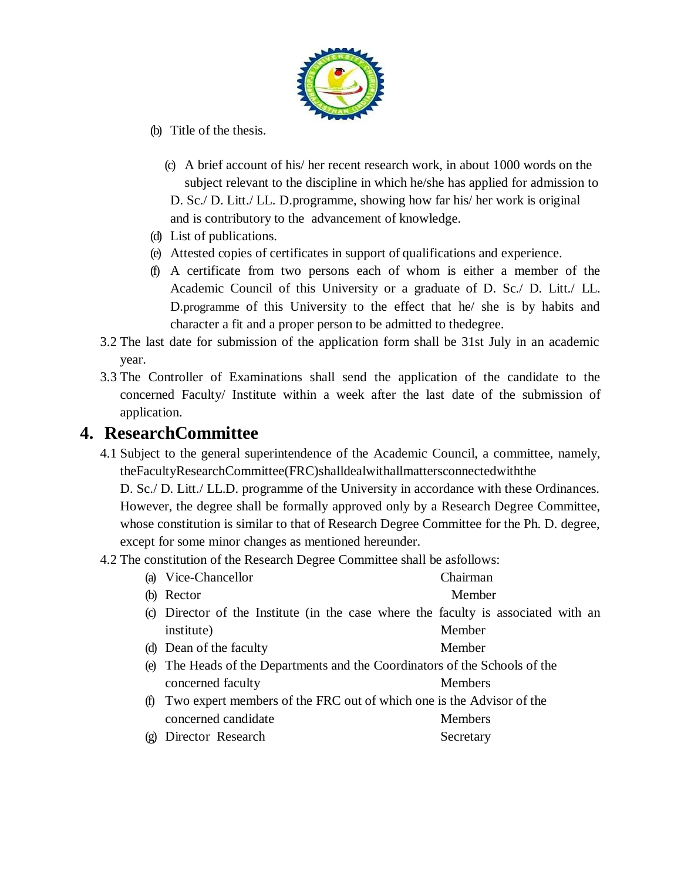(b) Title of the thesis.

(c) A brief account of his/ her recent research work, in about 1000 words on the subject relevant to the discipline in which he/she has applied for admission to D. Sc./ D. Litt./ LL. D.programme, showing how far his/ her work is original and is contributory to the advancement of knowledge.

(d) List of publications.

(e) Attested copies of certificates in support of qualifications and experience.

(f) A certificate from two persons each of whom is either a member of the Academic Council of this University or a graduate of D. Sc./ D. Litt./ LL. D.programme of this University to the effect that he/ she is by habits and character a fit and a proper person to be admitted to thedegree.

3.2 The last date for submission of the application form shall be 31st July in an academic year.

3.3 The Controller of Examinations shall send the application of the candidate to the concerned Faculty/ Institute within a week after the last date of the submission of application.

## 4. ResearchCommittee

4.1 Subject to the general superintendence of the Academic Council, a committee, namely, theFacultyResearchCommittee(FRC)shalldealwithallmattersconnectedwiththe D. Sc./ D. Litt./ LL.D. programme of the University in accordance with these Ordinances. However, the degree shall be formally approved only by a Research Degree Committee, whose constitution is similar to that of Research Degree Committee for the Ph. D. degree, except for some minor changes as mentioned hereunder.

4.2 The constitution of the Research Degree Committee shall be asfollows:

(a) Vice-Chancellor — Chairman

(b) Rector — Member

(c) Director of the Institute (in the case where the faculty is associated with an institute) — Member

(d) Dean of the faculty — Member

(e) The Heads of the Departments and the Coordinators of the Schools of the concerned faculty — Members

(f) Two expert members of the FRC out of which one is the Advisor of the concerned candidate — Members

(g) Director Research — Secretary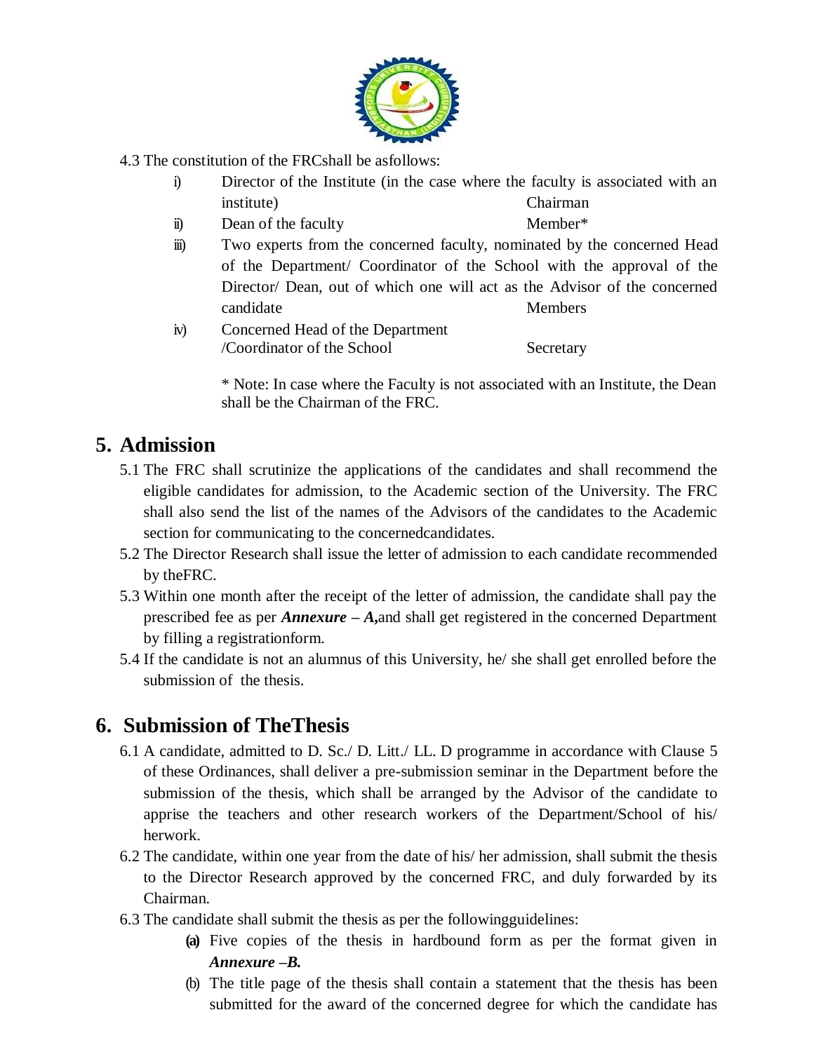4.3 The constitution of the FRCshall be asfollows:

i) Director of the Institute (in the case where the faculty is associated with an institute) — Chairman

ii) Dean of the faculty — Member*

iii) Two experts from the concerned faculty, nominated by the concerned Head of the Department/ Coordinator of the School with the approval of the Director/ Dean, out of which one will act as the Advisor of the concerned candidate — Members

iv) Concerned Head of the Department /Coordinator of the School — Secretary

\* Note: In case where the Faculty is not associated with an Institute, the Dean shall be the Chairman of the FRC.

## 5. Admission

5.1 The FRC shall scrutinize the applications of the candidates and shall recommend the eligible candidates for admission, to the Academic section of the University. The FRC shall also send the list of the names of the Advisors of the candidates to the Academic section for communicating to the concernedcandidates.

5.2 The Director Research shall issue the letter of admission to each candidate recommended by theFRC.

5.3 Within one month after the receipt of the letter of admission, the candidate shall pay the prescribed fee as per ***Annexure – A,***and shall get registered in the concerned Department by filling a registrationform.

5.4 If the candidate is not an alumnus of this University, he/ she shall get enrolled before the submission of the thesis.

## 6. Submission of TheThesis

6.1 A candidate, admitted to D. Sc./ D. Litt./ LL. D programme in accordance with Clause 5 of these Ordinances, shall deliver a pre-submission seminar in the Department before the submission of the thesis, which shall be arranged by the Advisor of the candidate to apprise the teachers and other research workers of the Department/School of his/ herwork.

6.2 The candidate, within one year from the date of his/ her admission, shall submit the thesis to the Director Research approved by the concerned FRC, and duly forwarded by its Chairman.

6.3 The candidate shall submit the thesis as per the followingguidelines:

(a) Five copies of the thesis in hardbound form as per the format given in ***Annexure –B.***

(b) The title page of the thesis shall contain a statement that the thesis has been submitted for the award of the concerned degree for which the candidate has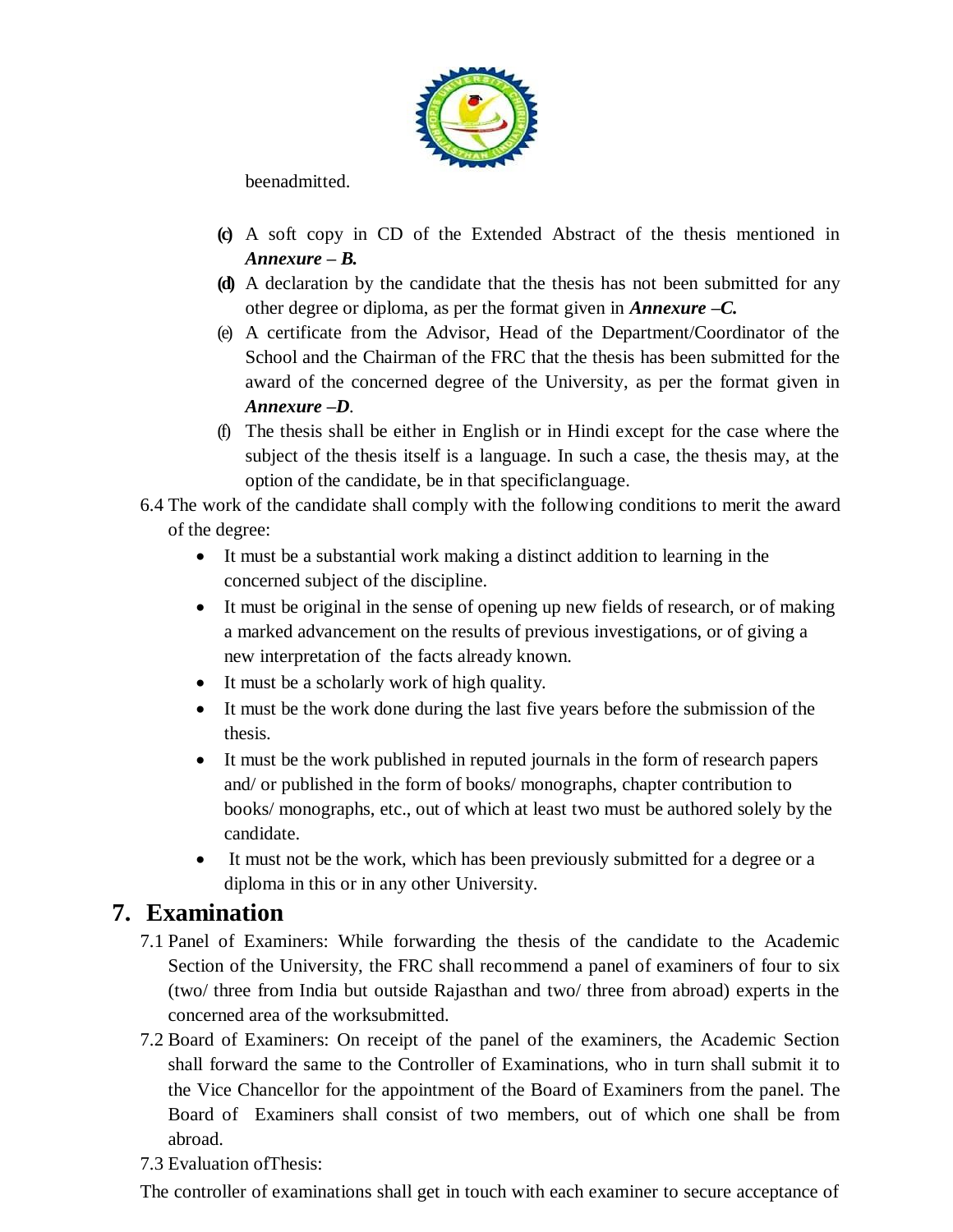beenadmitted.

(c) A soft copy in CD of the Extended Abstract of the thesis mentioned in ***Annexure – B.***

(d) A declaration by the candidate that the thesis has not been submitted for any other degree or diploma, as per the format given in ***Annexure –C.***

(e) A certificate from the Advisor, Head of the Department/Coordinator of the School and the Chairman of the FRC that the thesis has been submitted for the award of the concerned degree of the University, as per the format given in ***Annexure –D***.

(f) The thesis shall be either in English or in Hindi except for the case where the subject of the thesis itself is a language. In such a case, the thesis may, at the option of the candidate, be in that specificlanguage.

6.4 The work of the candidate shall comply with the following conditions to merit the award of the degree:

- It must be a substantial work making a distinct addition to learning in the concerned subject of the discipline.
- It must be original in the sense of opening up new fields of research, or of making a marked advancement on the results of previous investigations, or of giving a new interpretation of the facts already known.
- It must be a scholarly work of high quality.
- It must be the work done during the last five years before the submission of the thesis.
- It must be the work published in reputed journals in the form of research papers and/ or published in the form of books/ monographs, chapter contribution to books/ monographs, etc., out of which at least two must be authored solely by the candidate.
- It must not be the work, which has been previously submitted for a degree or a diploma in this or in any other University.

## 7. Examination

7.1 Panel of Examiners: While forwarding the thesis of the candidate to the Academic Section of the University, the FRC shall recommend a panel of examiners of four to six (two/ three from India but outside Rajasthan and two/ three from abroad) experts in the concerned area of the worksubmitted.

7.2 Board of Examiners: On receipt of the panel of the examiners, the Academic Section shall forward the same to the Controller of Examinations, who in turn shall submit it to the Vice Chancellor for the appointment of the Board of Examiners from the panel. The Board of Examiners shall consist of two members, out of which one shall be from abroad.

7.3 Evaluation ofThesis:

The controller of examinations shall get in touch with each examiner to secure acceptance of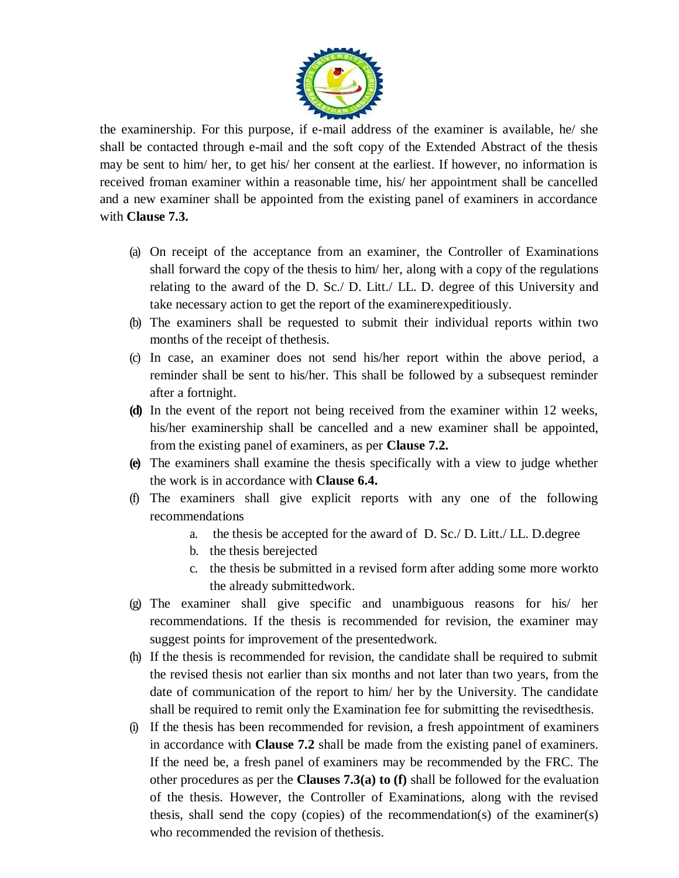the examinership. For this purpose, if e-mail address of the examiner is available, he/ she shall be contacted through e-mail and the soft copy of the Extended Abstract of the thesis may be sent to him/ her, to get his/ her consent at the earliest. If however, no information is received froman examiner within a reasonable time, his/ her appointment shall be cancelled and a new examiner shall be appointed from the existing panel of examiners in accordance with **Clause 7.3.**

(a) On receipt of the acceptance from an examiner, the Controller of Examinations shall forward the copy of the thesis to him/ her, along with a copy of the regulations relating to the award of the D. Sc./ D. Litt./ LL. D. degree of this University and take necessary action to get the report of the examinerexpeditiously.

(b) The examiners shall be requested to submit their individual reports within two months of the receipt of thethesis.

(c) In case, an examiner does not send his/her report within the above period, a reminder shall be sent to his/her. This shall be followed by a subsequest reminder after a fortnight.

**(d)** In the event of the report not being received from the examiner within 12 weeks, his/her examinership shall be cancelled and a new examiner shall be appointed, from the existing panel of examiners, as per **Clause 7.2.**

**(e)** The examiners shall examine the thesis specifically with a view to judge whether the work is in accordance with **Clause 6.4.**

(f) The examiners shall give explicit reports with any one of the following recommendations

   a. the thesis be accepted for the award of D. Sc./ D. Litt./ LL. D.degree
   b. the thesis berejected
   c. the thesis be submitted in a revised form after adding some more workto the already submittedwork.

(g) The examiner shall give specific and unambiguous reasons for his/ her recommendations. If the thesis is recommended for revision, the examiner may suggest points for improvement of the presentedwork.

(h) If the thesis is recommended for revision, the candidate shall be required to submit the revised thesis not earlier than six months and not later than two years, from the date of communication of the report to him/ her by the University. The candidate shall be required to remit only the Examination fee for submitting the revisedthesis.

(i) If the thesis has been recommended for revision, a fresh appointment of examiners in accordance with **Clause 7.2** shall be made from the existing panel of examiners. If the need be, a fresh panel of examiners may be recommended by the FRC. The other procedures as per the **Clauses 7.3(a) to (f)** shall be followed for the evaluation of the thesis. However, the Controller of Examinations, along with the revised thesis, shall send the copy (copies) of the recommendation(s) of the examiner(s) who recommended the revision of thethesis.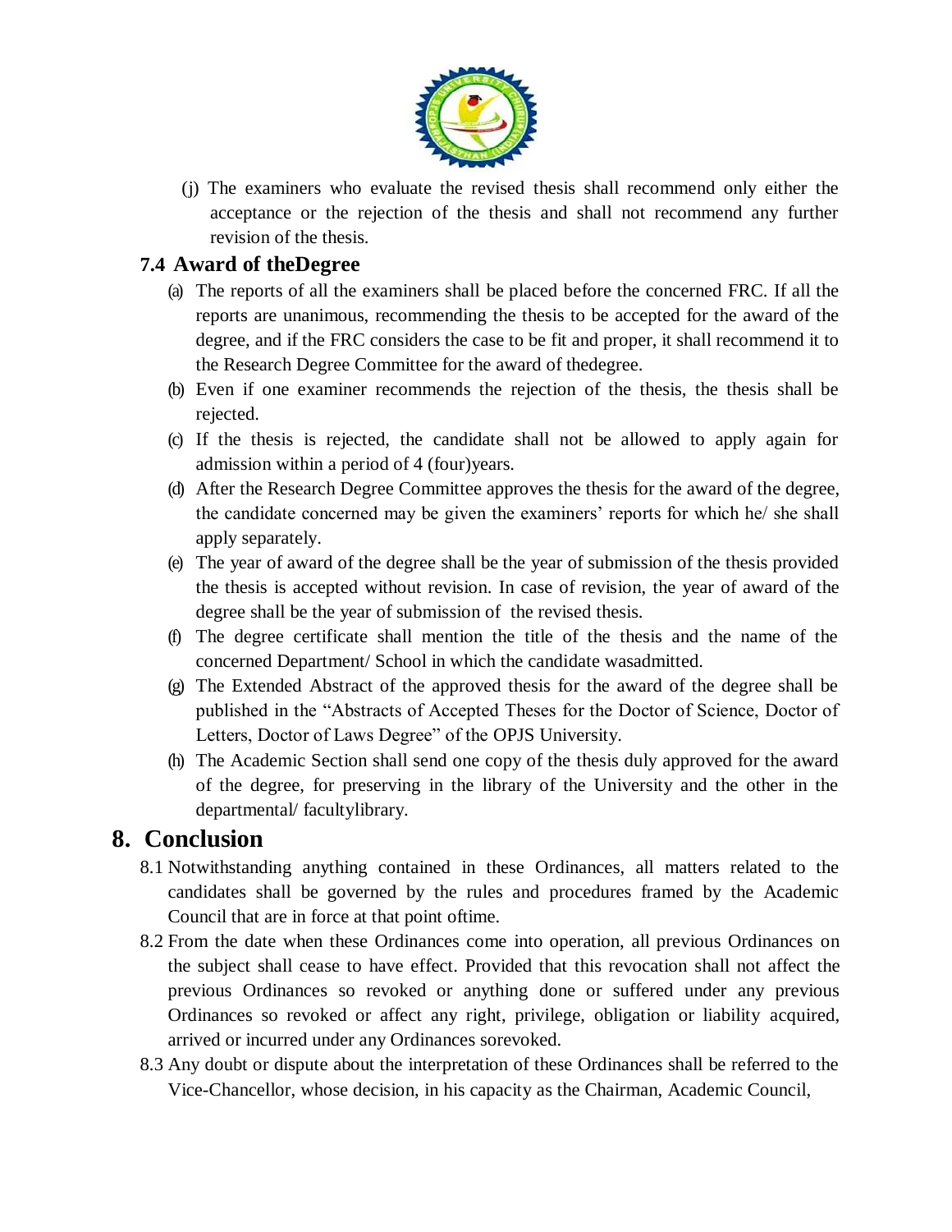(j) The examiners who evaluate the revised thesis shall recommend only either the acceptance or the rejection of the thesis and shall not recommend any further revision of the thesis.

### 7.4 Award of theDegree

(a) The reports of all the examiners shall be placed before the concerned FRC. If all the reports are unanimous, recommending the thesis to be accepted for the award of the degree, and if the FRC considers the case to be fit and proper, it shall recommend it to the Research Degree Committee for the award of thedegree.

(b) Even if one examiner recommends the rejection of the thesis, the thesis shall be rejected.

(c) If the thesis is rejected, the candidate shall not be allowed to apply again for admission within a period of 4 (four)years.

(d) After the Research Degree Committee approves the thesis for the award of the degree, the candidate concerned may be given the examiners' reports for which he/ she shall apply separately.

(e) The year of award of the degree shall be the year of submission of the thesis provided the thesis is accepted without revision. In case of revision, the year of award of the degree shall be the year of submission of the revised thesis.

(f) The degree certificate shall mention the title of the thesis and the name of the concerned Department/ School in which the candidate wasadmitted.

(g) The Extended Abstract of the approved thesis for the award of the degree shall be published in the "Abstracts of Accepted Theses for the Doctor of Science, Doctor of Letters, Doctor of Laws Degree" of the OPJS University.

(h) The Academic Section shall send one copy of the thesis duly approved for the award of the degree, for preserving in the library of the University and the other in the departmental/ facultylibrary.

## 8. Conclusion

8.1 Notwithstanding anything contained in these Ordinances, all matters related to the candidates shall be governed by the rules and procedures framed by the Academic Council that are in force at that point oftime.

8.2 From the date when these Ordinances come into operation, all previous Ordinances on the subject shall cease to have effect. Provided that this revocation shall not affect the previous Ordinances so revoked or anything done or suffered under any previous Ordinances so revoked or affect any right, privilege, obligation or liability acquired, arrived or incurred under any Ordinances sorevoked.

8.3 Any doubt or dispute about the interpretation of these Ordinances shall be referred to the Vice-Chancellor, whose decision, in his capacity as the Chairman, Academic Council,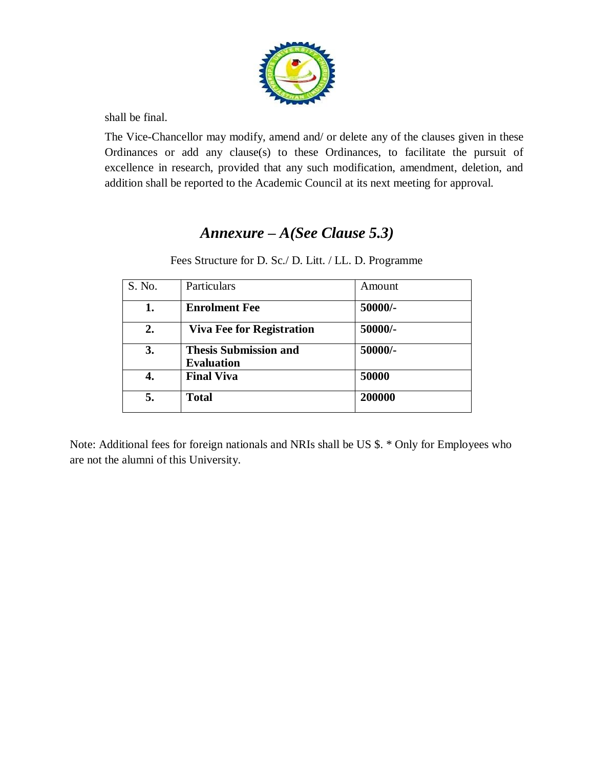shall be final.

The Vice-Chancellor may modify, amend and/ or delete any of the clauses given in these Ordinances or add any clause(s) to these Ordinances, to facilitate the pursuit of excellence in research, provided that any such modification, amendment, deletion, and addition shall be reported to the Academic Council at its next meeting for approval.

## *Annexure – A(See Clause 5.3)*

Fees Structure for D. Sc./ D. Litt. / LL. D. Programme

| S. No. | Particulars | Amount |
|---|---|---|
| **1.** | **Enrolment Fee** | **50000/-** |
| **2.** | **Viva Fee for Registration** | **50000/-** |
| **3.** | **Thesis Submission and Evaluation** | **50000/-** |
| **4.** | **Final Viva** | **50000** |
| **5.** | **Total** | **200000** |

Note: Additional fees for foreign nationals and NRIs shall be US $. * Only for Employees who are not the alumni of this University.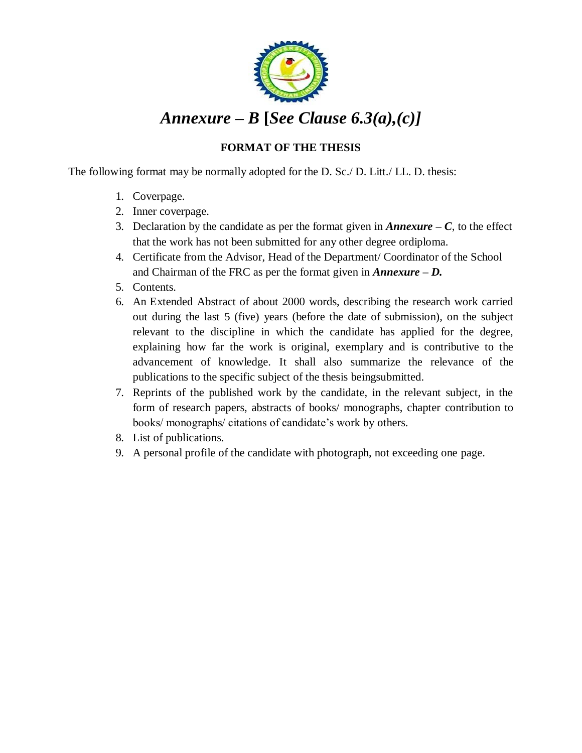# *Annexure – B* [*See Clause 6.3(a),(c)*]

**FORMAT OF THE THESIS**

The following format may be normally adopted for the D. Sc./ D. Litt./ LL. D. thesis:

1. Coverpage.
2. Inner coverpage.
3. Declaration by the candidate as per the format given in ***Annexure – C***, to the effect that the work has not been submitted for any other degree ordiploma.
4. Certificate from the Advisor, Head of the Department/ Coordinator of the School and Chairman of the FRC as per the format given in ***Annexure – D.***
5. Contents.
6. An Extended Abstract of about 2000 words, describing the research work carried out during the last 5 (five) years (before the date of submission), on the subject relevant to the discipline in which the candidate has applied for the degree, explaining how far the work is original, exemplary and is contributive to the advancement of knowledge. It shall also summarize the relevance of the publications to the specific subject of the thesis beingsubmitted.
7. Reprints of the published work by the candidate, in the relevant subject, in the form of research papers, abstracts of books/ monographs, chapter contribution to books/ monographs/ citations of candidate's work by others.
8. List of publications.
9. A personal profile of the candidate with photograph, not exceeding one page.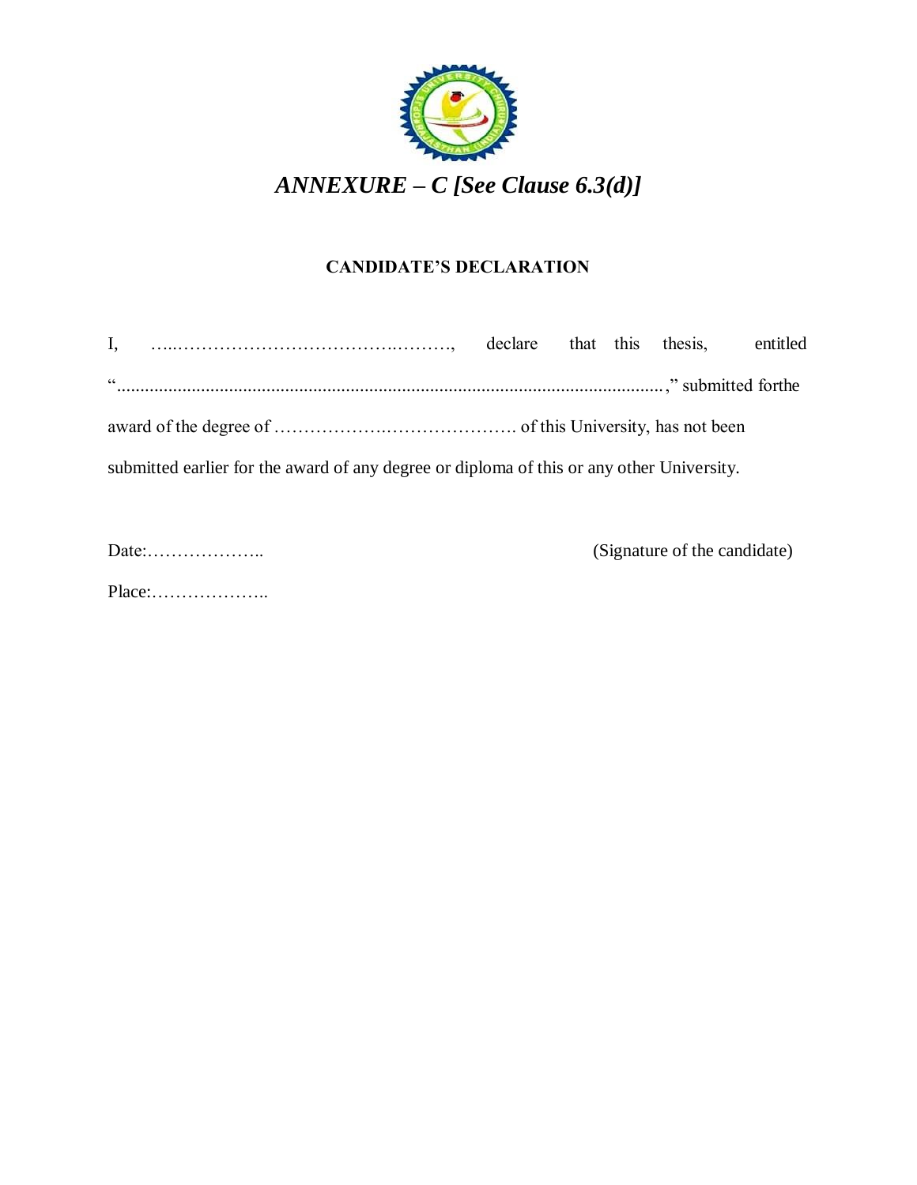# *ANNEXURE – C [See Clause 6.3(d)]*

## **CANDIDATE'S DECLARATION**

I, …..…………………………….………, declare that this thesis, entitled "....................................................................................................................," submitted forthe award of the degree of ………………….…………………. of this University, has not been submitted earlier for the award of any degree or diploma of this or any other University.

Date:……………….. (Signature of the candidate)

Place:………………..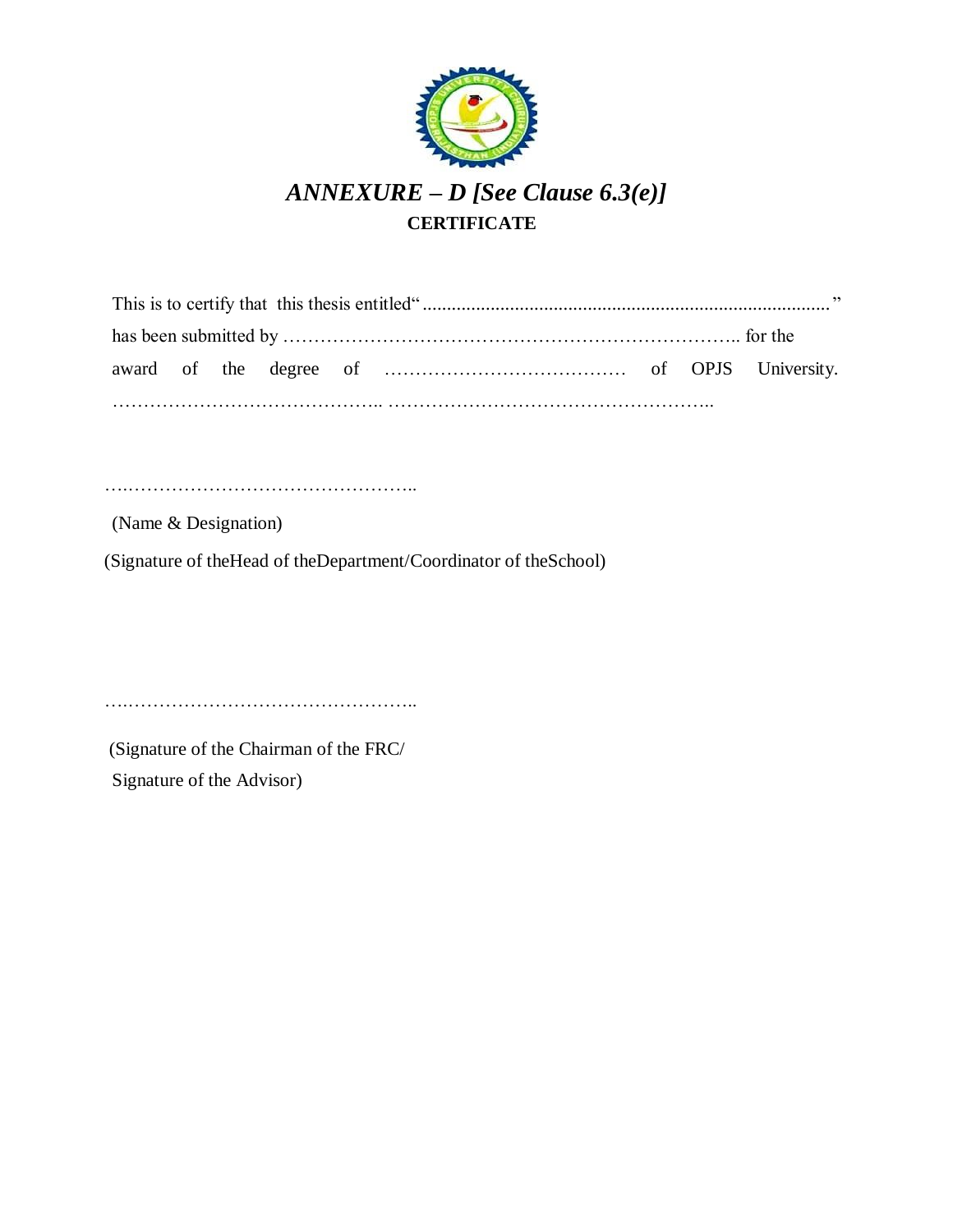## *ANNEXURE – D [See Clause 6.3(e)]*

**CERTIFICATE**

This is to certify that this thesis entitled"..................................................................................." has been submitted by ……………………………………………………………….. for the award of the degree of ………………………………… of OPJS University. …………………………………….. ……………………………………………..

…..………………………………………..

(Name & Designation)

(Signature of theHead of theDepartment/Coordinator of theSchool)

…..………………………………………..

(Signature of the Chairman of the FRC/
Signature of the Advisor)